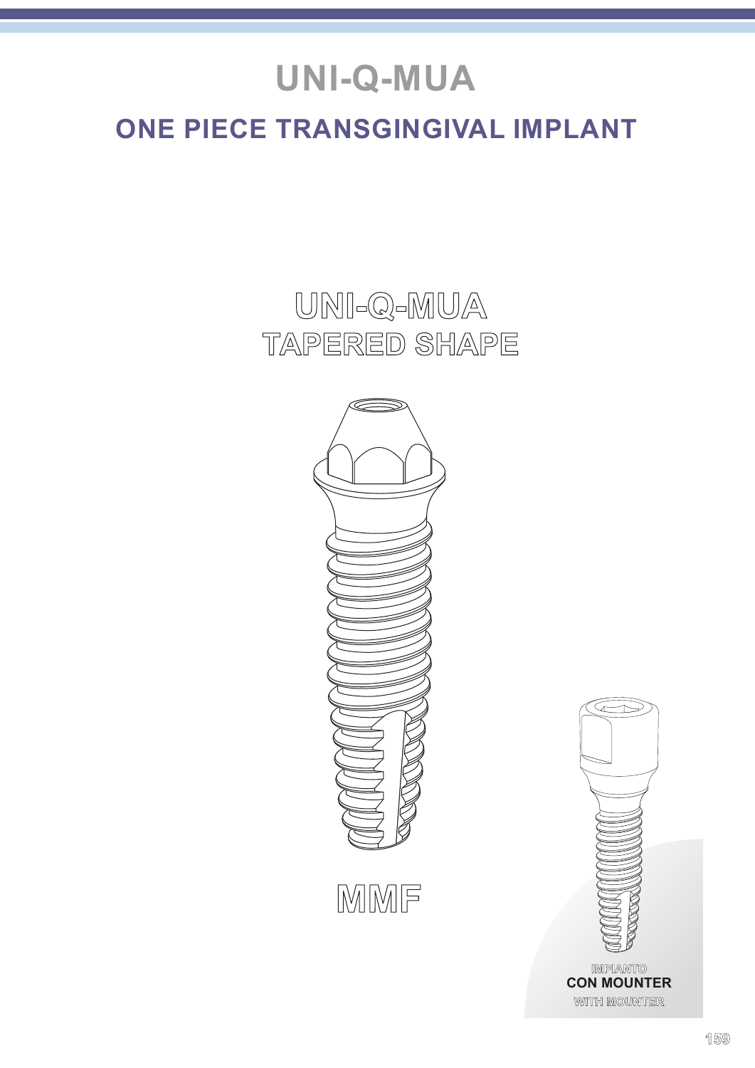# UNI-Q-MUA

## ONE PIECE TRANSGINGIVAL IMPLANT

### UNI-Q-MUA
### TAPERED SHAPE

MMF

IMPIANTO
**CON MOUNTER**
WITH MOUNTER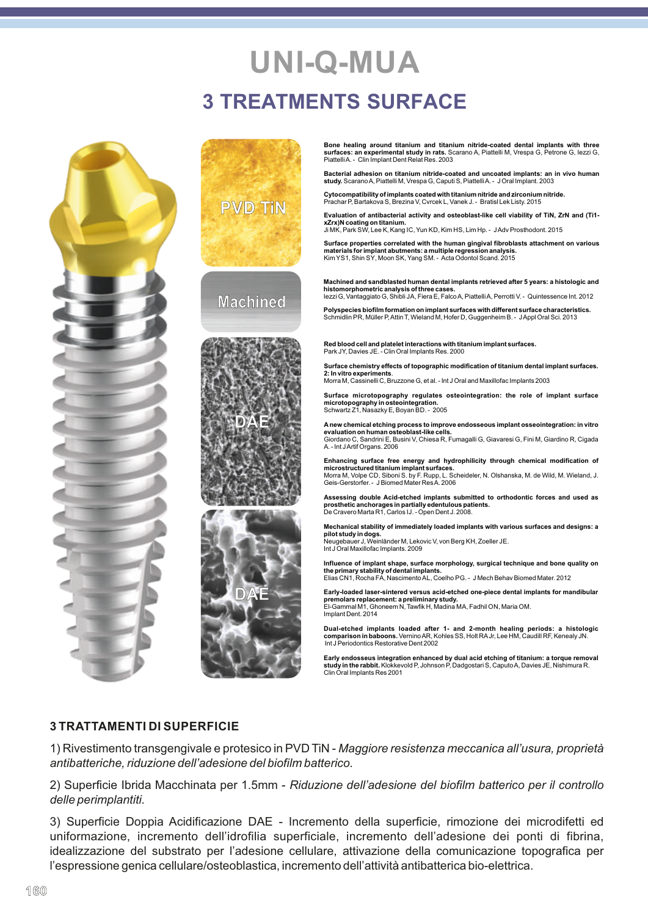# UNI-Q-MUA

## 3 TREATMENTS SURFACE

PVD TiN

Machined

DAE

DAE

**Bone healing around titanium and titanium nitride-coated dental implants with three surfaces: an experimental study in rats.** Scarano A, Piattelli M, Vrespa G, Petrone G, Iezzi G, Piattelli A. - Clin Implant Dent Relat Res. 2003

**Bacterial adhesion on titanium nitride-coated and uncoated implants: an in vivo human study.** Scarano A, Piattelli M, Vrespa G, Caputi S, Piattelli A. - J Oral Implant. 2003

**Cytocompatibility of implants coated with titanium nitride and zirconium nitride.** Prachar P, Bartakova S, Brezina V, Cvrcek L, Vanek J. - Bratisl Lek Listy. 2015

**Evaluation of antibacterial activity and osteoblast-like cell viability of TiN, ZrN and (Ti1-xZrx)N coating on titanium.** Ji MK, Park SW, Lee K, Kang IC, Yun KD, Kim HS, Lim Hp. - J Adv Prosthodont. 2015

**Surface properties correlated with the human gingival fibroblasts attachment on various materials for implant abutments: a multiple regression analysis.** Kim YS1, Shin SY, Moon SK, Yang SM. - Acta Odontol Scand. 2015

**Machined and sandblasted human dental implants retrieved after 5 years: a histologic and histomorphometric analysis of three cases.** Iezzi G, Vantaggiato G, Shibli JA, Fiera E, Falco A, Piattelli A, Perrotti V. - Quintessence Int. 2012

**Polyspecies biofilm formation on implant surfaces with different surface characteristics.** Schmidlin PR, Müller P, Attin T, Wieland M, Hofer D, Guggenheim B. - J Appl Oral Sci. 2013

**Red blood cell and platelet interactions with titanium implant surfaces.** Park JY, Davies JE. - Clin Oral Implants Res. 2000

**Surface chemistry effects of topographic modification of titanium dental implant surfaces. 2: In vitro experiments.** Morra M, Cassinelli C, Bruzzone G, et al. - Int J Oral and Maxillofac Implants 2003

**Surface microtopography regulates osteointegration: the role of implant surface microtopography in osteointegration.** Schwartz Z1, Nasazky E, Boyan BD. - 2005

**A new chemical etching process to improve endosseous implant osseointegration: in vitro evaluation on human osteoblast-like cells.** Giordano C, Sandrini E, Busini V, Chiesa R, Fumagalli G, Giavaresi G, Fini M, Giardino R, Cigada A. - Int J Artif Organs. 2006

**Enhancing surface free energy and hydrophilicity through chemical modification of microstructured titanium implant surfaces.** Morra M, Volpe CD, Siboni S. by F. Rupp, L. Scheideler, N. Olshanska, M. de Wild, M. Wieland, J. Geis-Gerstorfer. - J Biomed Mater Res A. 2006

**Assessing double Acid-etched implants submitted to orthodontic forces and used as prosthetic anchorages in partially edentulous patients.** De Cravero Marta R1, Carlos IJ. - Open Dent J. 2008.

**Mechanical stability of immediately loaded implants with various surfaces and designs: a pilot study in dogs.** Neugebauer J, Weinländer M, Lekovic V, von Berg KH, Zoeller JE. Int J Oral Maxillofac Implants. 2009

**Influence of implant shape, surface morphology, surgical technique and bone quality on the primary stability of dental implants.** Elias CN1, Rocha FA, Nascimento AL, Coelho PG. - J Mech Behav Biomed Mater. 2012

**Early-loaded laser-sintered versus acid-etched one-piece dental implants for mandibular premolars replacement: a preliminary study.** El-Gammal M1, Ghoneem N, Tawfik H, Madina MA, Fadhil ON, Maria OM. Implant Dent. 2014

**Dual-etched implants loaded after 1- and 2-month healing periods: a histologic comparison in baboons.** Vernino AR, Kohles SS, Holt RA Jr, Lee HM, Caudill RF, Kenealy JN. Int J Periodontics Restorative Dent 2002

**Early endosseous integration enhanced by dual acid etching of titanium: a torque removal study in the rabbit.** Klokkevold P, Johnson P, Dadgostari S, Caputo A, Davies JE, Nishimura R. Clin Oral Implants Res 2001

### 3 TRATTAMENTI DI SUPERFICIE

1) Rivestimento transgengivale e protesico in PVD TiN - *Maggiore resistenza meccanica all'usura, proprietà antibatteriche, riduzione dell'adesione del biofilm batterico.*

2) Superficie Ibrida Macchinata per 1.5mm - *Riduzione dell'adesione del biofilm batterico per il controllo delle perimplantiti.*

3) Superficie Doppia Acidificazione DAE - Incremento della superficie, rimozione dei microdifetti ed uniformazione, incremento dell'idrofilia superficiale, incremento dell'adesione dei ponti di fibrina, idealizzazione del substrato per l'adesione cellulare, attivazione della comunicazione topografica per l'espressione genica cellulare/osteoblastica, incremento dell'attività antibatterica bio-elettrica.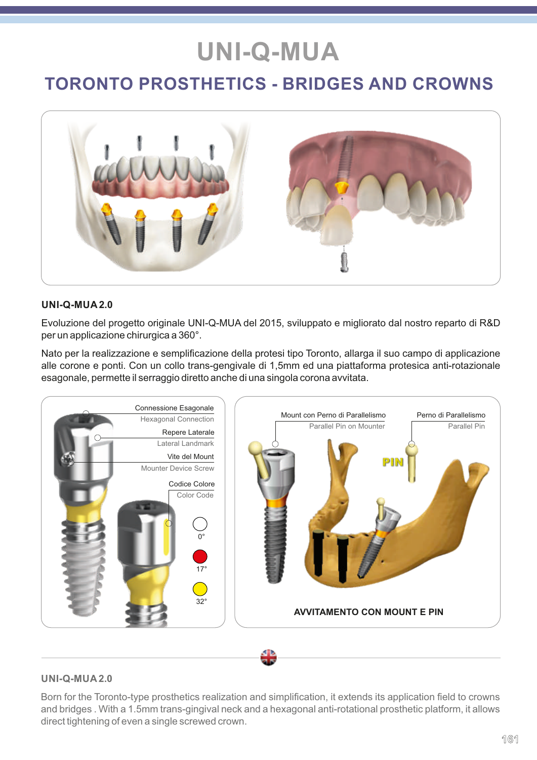# UNI-Q-MUA

## TORONTO PROSTHETICS - BRIDGES AND CROWNS

### UNI-Q-MUA 2.0

Evoluzione del progetto originale UNI-Q-MUA del 2015, sviluppato e migliorato dal nostro reparto di R&D per un applicazione chirurgica a 360°.

Nato per la realizzazione e semplificazione della protesi tipo Toronto, allarga il suo campo di applicazione alle corone e ponti. Con un collo trans-gengivale di 1,5mm ed una piattaforma protesica anti-rotazionale esagonale, permette il serraggio diretto anche di una singola corona avvitata.

Connessione Esagonale
Hexagonal Connection

Repere Laterale
Lateral Landmark

Vite del Mount
Mounter Device Screw

Codice Colore
Color Code

0°

17°

32°

Mount con Perno di Parallelismo
Parallel Pin on Mounter

Perno di Parallelismo
Parallel Pin

PIN

AVVITAMENTO CON MOUNT E PIN

### UNI-Q-MUA 2.0

Born for the Toronto-type prosthetics realization and simplification, it extends its application field to crowns and bridges . With a 1.5mm trans-gingival neck and a hexagonal anti-rotational prosthetic platform, it allows direct tightening of even a single screwed crown.